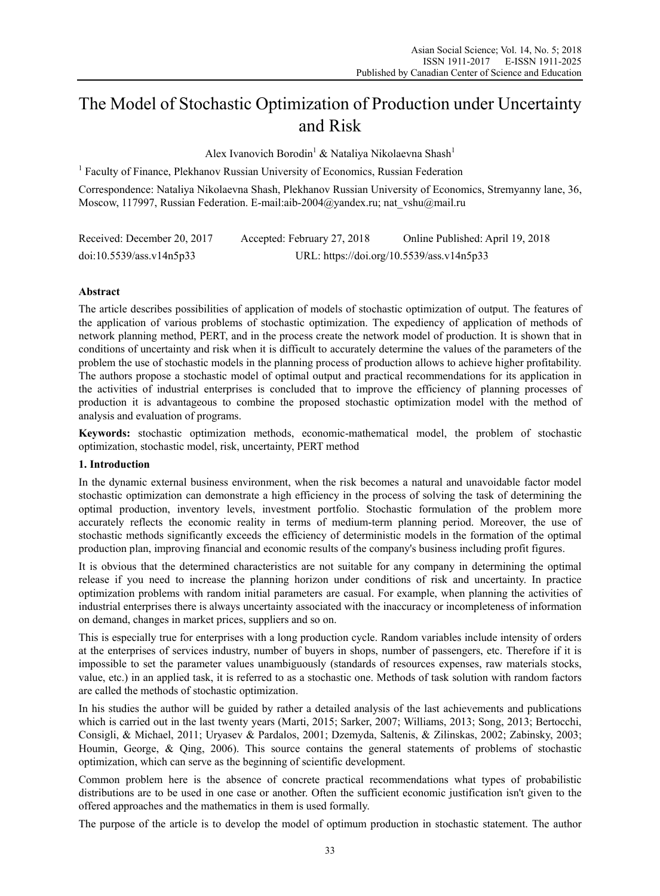# The Model of Stochastic Optimization of Production under Uncertainty and Risk

Alex Ivanovich Borodin[1] & Nataliya Nikolaevna Shash[1]

[1] Faculty of Finance, Plekhanov Russian University of Economics, Russian Federation

Correspondence: Nataliya Nikolaevna Shash, Plekhanov Russian University of Economics, Stremyanny lane, 36, Moscow, 117997, Russian Federation. E-mail:aib-2004@yandex.ru; nat_vshu@mail.ru

Received: December 20, 2017 Accepted: February 27, 2018 Online Published: April 19, 2018

doi:10.5539/ass.v14n5p33 URL: https://doi.org/10.5539/ass.v14n5p33

## Abstract

The article describes possibilities of application of models of stochastic optimization of output. The features of the application of various problems of stochastic optimization. The expediency of application of methods of network planning method, PERT, and in the process create the network model of production. It is shown that in conditions of uncertainty and risk when it is difficult to accurately determine the values of the parameters of the problem the use of stochastic models in the planning process of production allows to achieve higher profitability. The authors propose a stochastic model of optimal output and practical recommendations for its application in the activities of industrial enterprises is concluded that to improve the efficiency of planning processes of production it is advantageous to combine the proposed stochastic optimization model with the method of analysis and evaluation of programs.

**Keywords:** stochastic optimization methods, economic-mathematical model, the problem of stochastic optimization, stochastic model, risk, uncertainty, PERT method

## 1. Introduction

In the dynamic external business environment, when the risk becomes a natural and unavoidable factor model stochastic optimization can demonstrate a high efficiency in the process of solving the task of determining the optimal production, inventory levels, investment portfolio. Stochastic formulation of the problem more accurately reflects the economic reality in terms of medium-term planning period. Moreover, the use of stochastic methods significantly exceeds the efficiency of deterministic models in the formation of the optimal production plan, improving financial and economic results of the company's business including profit figures.

It is obvious that the determined characteristics are not suitable for any company in determining the optimal release if you need to increase the planning horizon under conditions of risk and uncertainty. In practice optimization problems with random initial parameters are casual. For example, when planning the activities of industrial enterprises there is always uncertainty associated with the inaccuracy or incompleteness of information on demand, changes in market prices, suppliers and so on.

This is especially true for enterprises with a long production cycle. Random variables include intensity of orders at the enterprises of services industry, number of buyers in shops, number of passengers, etc. Therefore if it is impossible to set the parameter values unambiguously (standards of resources expenses, raw materials stocks, value, etc.) in an applied task, it is referred to as a stochastic one. Methods of task solution with random factors are called the methods of stochastic optimization.

In his studies the author will be guided by rather a detailed analysis of the last achievements and publications which is carried out in the last twenty years (Marti, 2015; Sarker, 2007; Williams, 2013; Song, 2013; Bertocchi, Consigli, & Michael, 2011; Uryasev & Pardalos, 2001; Dzemyda, Saltenis, & Zilinskas, 2002; Zabinsky, 2003; Houmin, George, & Qing, 2006). This source contains the general statements of problems of stochastic optimization, which can serve as the beginning of scientific development.

Common problem here is the absence of concrete practical recommendations what types of probabilistic distributions are to be used in one case or another. Often the sufficient economic justification isn't given to the offered approaches and the mathematics in them is used formally.

The purpose of the article is to develop the model of optimum production in stochastic statement. The author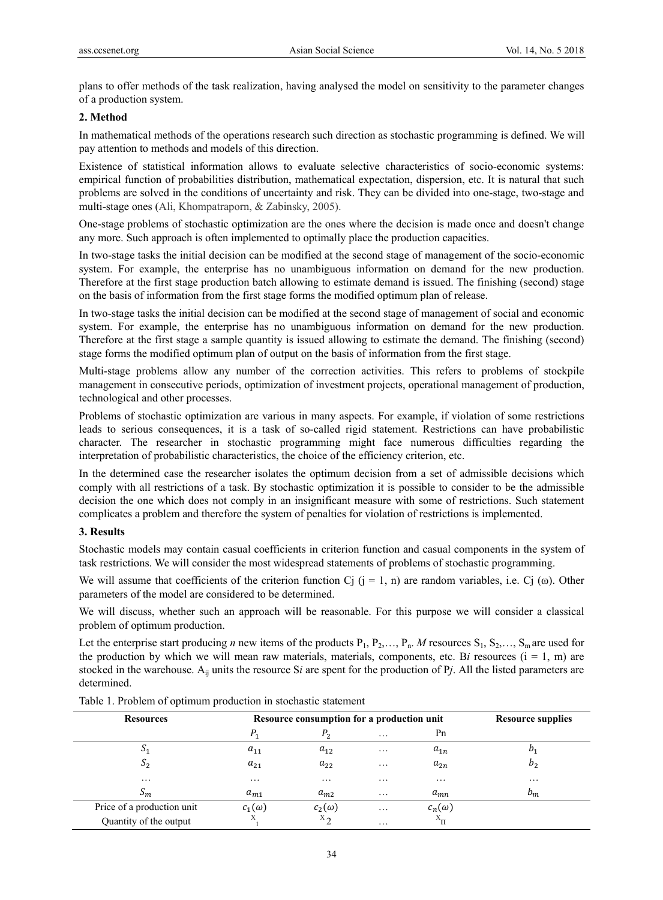plans to offer methods of the task realization, having analysed the model on sensitivity to the parameter changes of a production system.

## 2. Method

In mathematical methods of the operations research such direction as stochastic programming is defined. We will pay attention to methods and models of this direction.

Existence of statistical information allows to evaluate selective characteristics of socio-economic systems: empirical function of probabilities distribution, mathematical expectation, dispersion, etc. It is natural that such problems are solved in the conditions of uncertainty and risk. They can be divided into one-stage, two-stage and multi-stage ones (Ali, Khompatraporn, & Zabinsky, 2005).

One-stage problems of stochastic optimization are the ones where the decision is made once and doesn't change any more. Such approach is often implemented to optimally place the production capacities.

In two-stage tasks the initial decision can be modified at the second stage of management of the socio-economic system. For example, the enterprise has no unambiguous information on demand for the new production. Therefore at the first stage production batch allowing to estimate demand is issued. The finishing (second) stage on the basis of information from the first stage forms the modified optimum plan of release.

In two-stage tasks the initial decision can be modified at the second stage of management of social and economic system. For example, the enterprise has no unambiguous information on demand for the new production. Therefore at the first stage a sample quantity is issued allowing to estimate the demand. The finishing (second) stage forms the modified optimum plan of output on the basis of information from the first stage.

Multi-stage problems allow any number of the correction activities. This refers to problems of stockpile management in consecutive periods, optimization of investment projects, operational management of production, technological and other processes.

Problems of stochastic optimization are various in many aspects. For example, if violation of some restrictions leads to serious consequences, it is a task of so-called rigid statement. Restrictions can have probabilistic character. The researcher in stochastic programming might face numerous difficulties regarding the interpretation of probabilistic characteristics, the choice of the efficiency criterion, etc.

In the determined case the researcher isolates the optimum decision from a set of admissible decisions which comply with all restrictions of a task. By stochastic optimization it is possible to consider to be the admissible decision the one which does not comply in an insignificant measure with some of restrictions. Such statement complicates a problem and therefore the system of penalties for violation of restrictions is implemented.

## 3. Results

Stochastic models may contain casual coefficients in criterion function and casual components in the system of task restrictions. We will consider the most widespread statements of problems of stochastic programming.

We will assume that coefficients of the criterion function Cj ($j = 1, n$) are random variables, i.e. Cj ($\omega$). Other parameters of the model are considered to be determined.

We will discuss, whether such an approach will be reasonable. For this purpose we will consider a classical problem of optimum production.

Let the enterprise start producing *n* new items of the products $P_1, P_2, \ldots, P_n$. *M* resources $S_1, S_2, \ldots, S_m$ are used for the production by which we will mean raw materials, materials, components, etc. B*i* resources ($i = 1, m$) are stocked in the warehouse. $A_{ij}$ units the resource S*i* are spent for the production of P*j*. All the listed parameters are determined.

Table 1. Problem of optimum production in stochastic statement

| Resources | Resource consumption for a production unit | | | | Resource supplies |
|---|---|---|---|---|---|
| | $P_1$ | $P_2$ | … | Pn | |
| $S_1$ | $a_{11}$ | $a_{12}$ | … | $a_{1n}$ | $b_1$ |
| $S_2$ | $a_{21}$ | $a_{22}$ | … | $a_{2n}$ | $b_2$ |
| … | … | … | … | … | … |
| $S_m$ | $a_{m1}$ | $a_{m2}$ | … | $a_{mn}$ | $b_m$ |
| Price of a production unit | $c_1(\omega)$ | $c_2(\omega)$ | … | $c_n(\omega)$ | |
| Quantity of the output | $x_1$ | $x_2$ | … | $x_n$ | |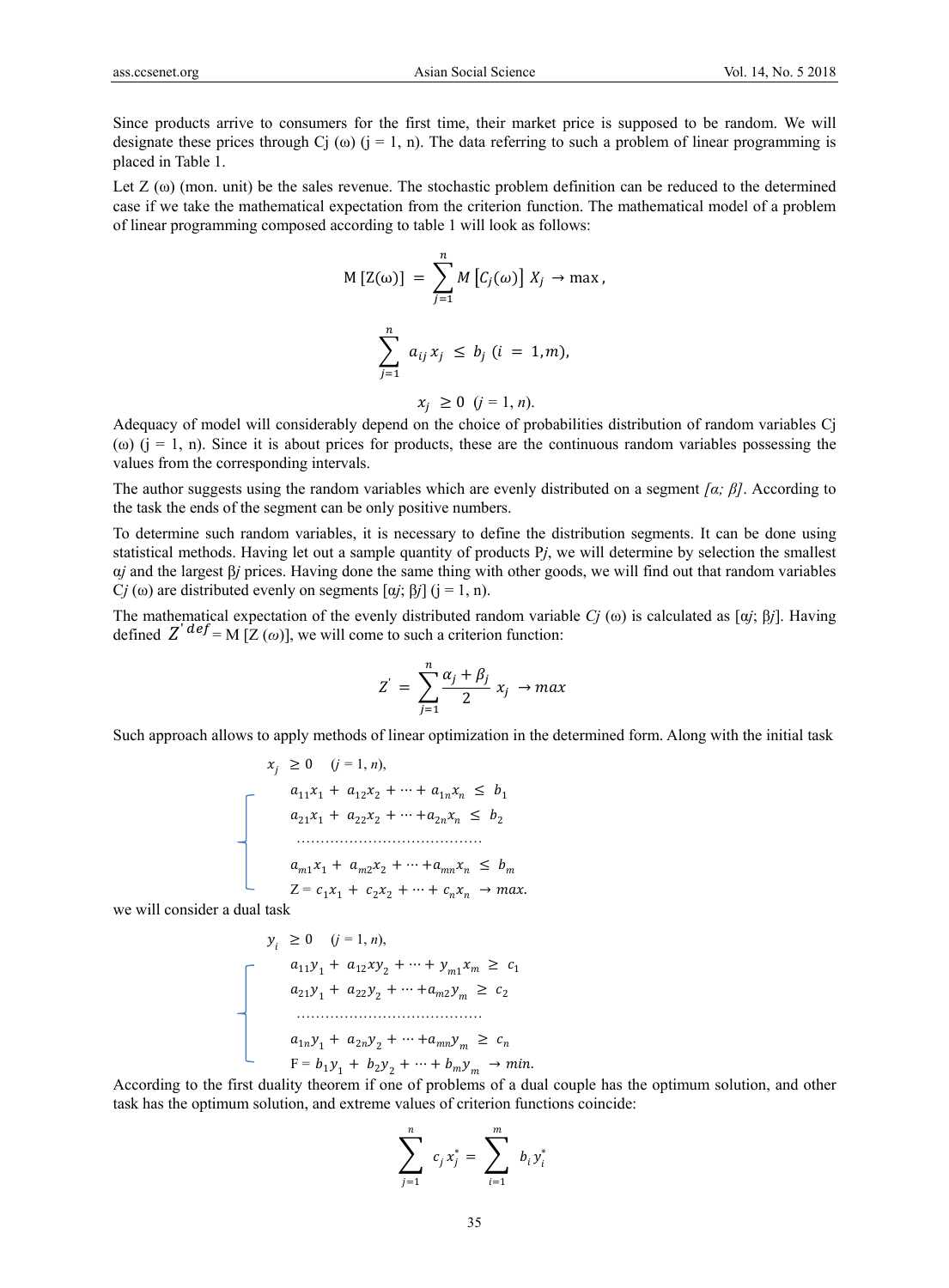Since products arrive to consumers for the first time, their market price is supposed to be random. We will designate these prices through Cj (ω) (j = 1, n). The data referring to such a problem of linear programming is placed in Table 1.

Let Z (ω) (mon. unit) be the sales revenue. The stochastic problem definition can be reduced to the determined case if we take the mathematical expectation from the criterion function. The mathematical model of a problem of linear programming composed according to table 1 will look as follows:

$$\mathrm{M}\,[\mathrm{Z}(\omega)] = \sum_{j=1}^{n} M\left[C_j(\omega)\right] X_j \rightarrow \max,$$

$$\sum_{j=1}^{n} a_{ij} x_j \le b_j \ (i = 1, m),$$

$$x_j \ge 0 \ \ (j = 1, n).$$

Adequacy of model will considerably depend on the choice of probabilities distribution of random variables Cj (ω) (j = 1, n). Since it is about prices for products, these are the continuous random variables possessing the values from the corresponding intervals.

The author suggests using the random variables which are evenly distributed on a segment *[α; β]*. According to the task the ends of the segment can be only positive numbers.

To determine such random variables, it is necessary to define the distribution segments. It can be done using statistical methods. Having let out a sample quantity of products P*j*, we will determine by selection the smallest α*j* and the largest β*j* prices. Having done the same thing with other goods, we will find out that random variables C*j* (ω) are distributed evenly on segments [α*j*; β*j*] (j = 1, n).

The mathematical expectation of the evenly distributed random variable *Cj* (ω) is calculated as [α*j*; β*j*]. Having defined $Z^{'\,def}$ = M [Z (*ω*)], we will come to such a criterion function:

$$Z^{'} = \sum_{j=1}^{n} \frac{\alpha_j + \beta_j}{2} x_j \rightarrow max$$

Such approach allows to apply methods of linear optimization in the determined form. Along with the initial task

$$x_j \ge 0 \quad (j = 1, n),$$

$$\begin{cases} a_{11}x_1 + a_{12}x_2 + \cdots + a_{1n}x_n \le b_1 \\ a_{21}x_1 + a_{22}x_2 + \cdots + a_{2n}x_n \le b_2 \\ \ldots\ldots\ldots\ldots\ldots\ldots\ldots\ldots\ldots\ldots \\ a_{m1}x_1 + a_{m2}x_2 + \cdots + a_{mn}x_n \le b_m \\ \mathrm{Z} = c_1x_1 + c_2x_2 + \cdots + c_nx_n \rightarrow max. \end{cases}$$

we will consider a dual task

$$y_i \ge 0 \quad (j = 1, n),$$

$$\begin{cases} a_{11}y_1 + a_{12}xy_2 + \cdots + y_{m1}x_m \ge c_1 \\ a_{21}y_1 + a_{22}y_2 + \cdots + a_{m2}y_m \ge c_2 \\ \ldots\ldots\ldots\ldots\ldots\ldots\ldots\ldots\ldots\ldots \\ a_{1n}y_1 + a_{2n}y_2 + \cdots + a_{mn}y_m \ge c_n \\ \mathrm{F} = b_1y_1 + b_2y_2 + \cdots + b_my_m \rightarrow min. \end{cases}$$

According to the first duality theorem if one of problems of a dual couple has the optimum solution, and other task has the optimum solution, and extreme values of criterion functions coincide:

$$\sum_{j=1}^{n} c_j x_j^* = \sum_{i=1}^{m} b_i y_i^*$$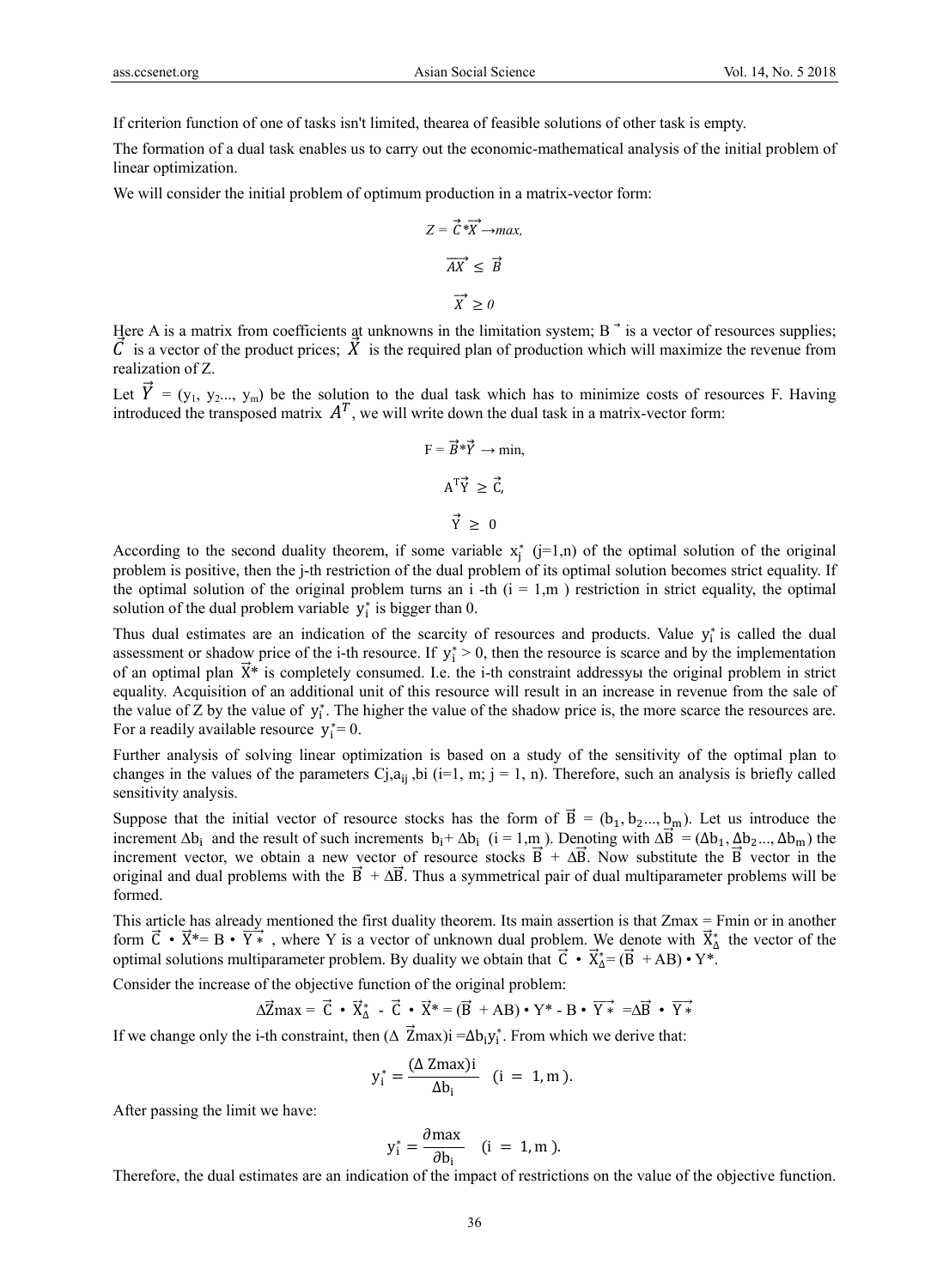If criterion function of one of tasks isn't limited, thearea of feasible solutions of other task is empty.

The formation of a dual task enables us to carry out the economic-mathematical analysis of the initial problem of linear optimization.

We will consider the initial problem of optimum production in a matrix-vector form:

$$Z = \vec{C} * \vec{X} \rightarrow max,$$

$$\overrightarrow{AX} \leq \vec{B}$$

$$\vec{X} \geq 0$$

Here A is a matrix from coefficients at unknowns in the limitation system; $B^{\rightarrow}$ is a vector of resources supplies; $\vec{C}$ is a vector of the product prices; $\vec{X}$ is the required plan of production which will maximize the revenue from realization of Z.

Let $\vec{Y} = (y_1, y_2..., y_m)$ be the solution to the dual task which has to minimize costs of resources F. Having introduced the transposed matrix $A^T$, we will write down the dual task in a matrix-vector form:

$$F = \vec{B} * \vec{Y} \rightarrow \min,$$

$$A^T\vec{Y} \geq \vec{C},$$

$$\vec{Y} \geq 0$$

According to the second duality theorem, if some variable $x_j^*$ (j=1,n) of the optimal solution of the original problem is positive, then the j-th restriction of the dual problem of its optimal solution becomes strict equality. If the optimal solution of the original problem turns an i -th (i = 1,m ) restriction in strict equality, the optimal solution of the dual problem variable $y_i^*$ is bigger than 0.

Thus dual estimates are an indication of the scarcity of resources and products. Value $y_i^*$ is called the dual assessment or shadow price of the i-th resource. If $y_i^* > 0$, then the resource is scarce and by the implementation of an optimal plan $\vec{X}^*$ is completely consumed. I.e. the i-th constraint addressyы the original problem in strict equality. Acquisition of an additional unit of this resource will result in an increase in revenue from the sale of the value of Z by the value of $y_i^*$. The higher the value of the shadow price is, the more scarce the resources are. For a readily available resource $y_i^* = 0$.

Further analysis of solving linear optimization is based on a study of the sensitivity of the optimal plan to changes in the values of the parameters $C_j, a_{ij}, b_i$ (i=1, m; j = 1, n). Therefore, such an analysis is briefly called sensitivity analysis.

Suppose that the initial vector of resource stocks has the form of $\vec{B} = (b_1, b_2..., b_m)$. Let us introduce the increment $\Delta b_i$ and the result of such increments $b_i + \Delta b_i$ (i = 1,m ). Denoting with $\Delta\vec{B} = (\Delta b_1, \Delta b_2..., \Delta b_m)$ the increment vector, we obtain a new vector of resource stocks $\vec{B} + \Delta\vec{B}$. Now substitute the $\vec{B}$ vector in the original and dual problems with the $\vec{B} + \Delta\vec{B}$. Thus a symmetrical pair of dual multiparameter problems will be formed.

This article has already mentioned the first duality theorem. Its main assertion is that Zmax = Fmin or in another form $\vec{C} \bullet \vec{X}^* = B \bullet \overrightarrow{Y*}$, where Y is a vector of unknown dual problem. We denote with $\vec{X}_\Delta^*$ the vector of the optimal solutions multiparameter problem. By duality we obtain that $\vec{C} \bullet \vec{X}_\Delta^* = (\vec{B} + AB) \bullet Y^*$.

Consider the increase of the objective function of the original problem:

$$\Delta\vec{Z}max = \vec{C} \bullet \vec{X}_\Delta^* - \vec{C} \bullet \vec{X}^* = (\vec{B} + AB) \bullet Y^* - B \bullet \overrightarrow{Y*} = \Delta\vec{B} \bullet \overrightarrow{Y*}$$

If we change only the i-th constraint, then $(\Delta \vec{Z}max)i = \Delta b_i y_i^*$. From which we derive that:

$$y_i^* = \frac{(\Delta \text{ Zmax})i}{\Delta b_i} \quad (i = 1, m).$$

After passing the limit we have:

$$y_i^* = \frac{\partial \max}{\partial b_i} \quad (i = 1, m).$$

Therefore, the dual estimates are an indication of the impact of restrictions on the value of the objective function.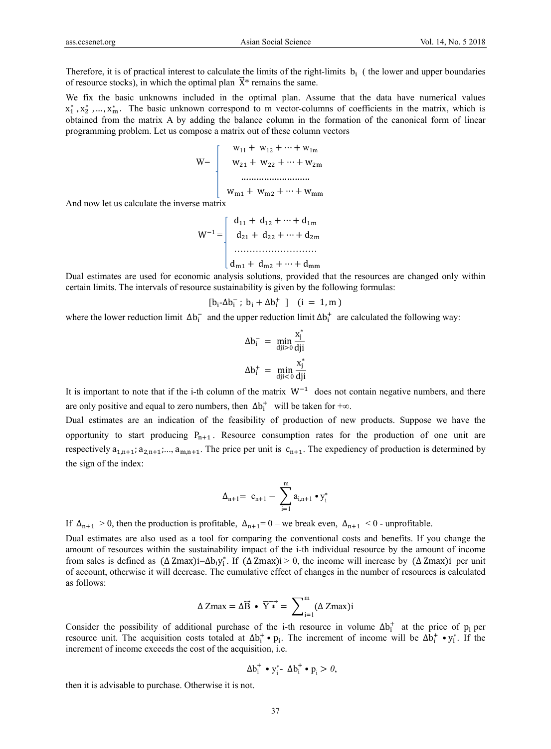Therefore, it is of practical interest to calculate the limits of the right-limits $b_i$ ( the lower and upper boundaries of resource stocks), in which the optimal plan $\vec{X}^*$ remains the same.

We fix the basic unknowns included in the optimal plan. Assume that the data have numerical values $x_1^*, x_2^*, \dots, x_m^*$. The basic unknown correspond to m vector-columns of coefficients in the matrix, which is obtained from the matrix A by adding the balance column in the formation of the canonical form of linear programming problem. Let us compose a matrix out of these column vectors

$$W = \begin{cases} w_{11} + w_{12} + \cdots + w_{1m} \\ w_{21} + w_{22} + \cdots + w_{2m} \\ \dots\dots\dots\dots\dots\dots \\ w_{m1} + w_{m2} + \cdots + w_{mm} \end{cases}$$

And now let us calculate the inverse matrix

$$W^{-1} = \begin{cases} d_{11} + d_{12} + \cdots + d_{1m} \\ d_{21} + d_{22} + \cdots + d_{2m} \\ \dots\dots\dots\dots\dots\dots \\ d_{m1} + d_{m2} + \cdots + d_{mm} \end{cases}$$

Dual estimates are used for economic analysis solutions, provided that the resources are changed only within certain limits. The intervals of resource sustainability is given by the following formulas:

$$[b_i - \Delta b_i^- ;\ b_i + \Delta b_i^+ ] \quad (i = 1, m)$$

where the lower reduction limit $\Delta b_i^-$ and the upper reduction limit $\Delta b_i^+$ are calculated the following way:

$$\Delta b_i^- = \min_{dji>0} \frac{x_j^*}{dji}$$

$$\Delta b_i^+ = \min_{dji<0} \frac{x_j^*}{dji}$$

It is important to note that if the i-th column of the matrix $W^{-1}$ does not contain negative numbers, and there are only positive and equal to zero numbers, then $\Delta b_i^+$ will be taken for $+\infty$.

Dual estimates are an indication of the feasibility of production of new products. Suppose we have the opportunity to start producing $P_{n+1}$. Resource consumption rates for the production of one unit are respectively $a_{1,n+1}; a_{2,n+1}; \dots, a_{m,n+1}$. The price per unit is $c_{n+1}$. The expediency of production is determined by the sign of the index:

$$\Delta_{n+1} = c_{n+1} - \sum_{i=1}^{m} a_{i,n+1} \bullet y_i^*$$

If $\Delta_{n+1} > 0$, then the production is profitable, $\Delta_{n+1} = 0$ – we break even, $\Delta_{n+1} < 0$ - unprofitable.

Dual estimates are also used as a tool for comparing the conventional costs and benefits. If you change the amount of resources within the sustainability impact of the i-th individual resource by the amount of income from sales is defined as $(\Delta\, Zmax)i = \Delta b_i y_i^*$. If $(\Delta\, Zmax)i > 0$, the income will increase by $(\Delta\, Zmax)i$ per unit of account, otherwise it will decrease. The cumulative effect of changes in the number of resources is calculated as follows:

$$\Delta\, Zmax = \Delta\vec{B} \bullet \overrightarrow{Y*} = \sum_{i=1}^{m} (\Delta\, Zmax)i$$

Consider the possibility of additional purchase of the i-th resource in volume $\Delta b_i^+$ at the price of $p_i$ per resource unit. The acquisition costs totaled at $\Delta b_i^+ \bullet p_i$. The increment of income will be $\Delta b_i^+ \bullet y_i^*$. If the increment of income exceeds the cost of the acquisition, i.e.

$$\Delta b_i^+ \bullet y_i^* - \Delta b_i^+ \bullet p_i > 0,$$

then it is advisable to purchase. Otherwise it is not.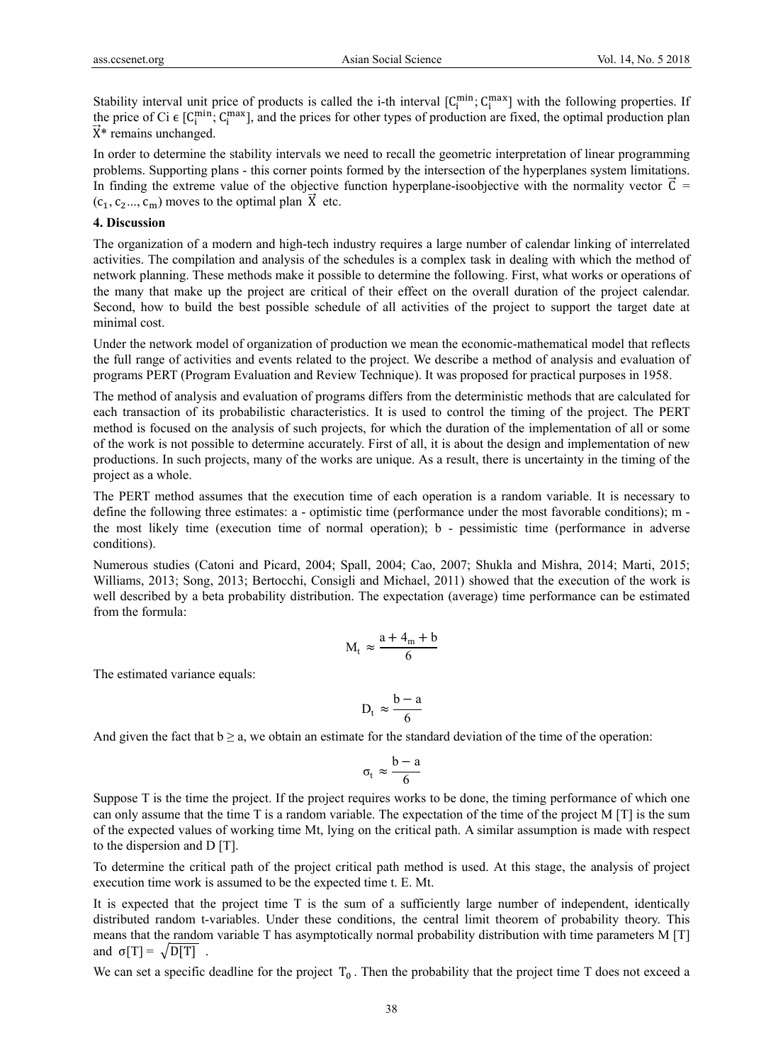Stability interval unit price of products is called the i-th interval $[C_i^{min}; C_i^{max}]$ with the following properties. If the price of Ci $\in [C_i^{min}; C_i^{max}]$, and the prices for other types of production are fixed, the optimal production plan $\vec{X}^*$ remains unchanged.

In order to determine the stability intervals we need to recall the geometric interpretation of linear programming problems. Supporting plans - this corner points formed by the intersection of the hyperplanes system limitations. In finding the extreme value of the objective function hyperplane-isoobjective with the normality vector $\vec{C} = (c_1, c_2 ..., c_m)$ moves to the optimal plan $\vec{X}$ etc.

**4. Discussion**

The organization of a modern and high-tech industry requires a large number of calendar linking of interrelated activities. The compilation and analysis of the schedules is a complex task in dealing with which the method of network planning. These methods make it possible to determine the following. First, what works or operations of the many that make up the project are critical of their effect on the overall duration of the project calendar. Second, how to build the best possible schedule of all activities of the project to support the target date at minimal cost.

Under the network model of organization of production we mean the economic-mathematical model that reflects the full range of activities and events related to the project. We describe a method of analysis and evaluation of programs PERT (Program Evaluation and Review Technique). It was proposed for practical purposes in 1958.

The method of analysis and evaluation of programs differs from the deterministic methods that are calculated for each transaction of its probabilistic characteristics. It is used to control the timing of the project. The PERT method is focused on the analysis of such projects, for which the duration of the implementation of all or some of the work is not possible to determine accurately. First of all, it is about the design and implementation of new productions. In such projects, many of the works are unique. As a result, there is uncertainty in the timing of the project as a whole.

The PERT method assumes that the execution time of each operation is a random variable. It is necessary to define the following three estimates: a - optimistic time (performance under the most favorable conditions); m - the most likely time (execution time of normal operation); b - pessimistic time (performance in adverse conditions).

Numerous studies (Catoni and Picard, 2004; Spall, 2004; Cao, 2007; Shukla and Mishra, 2014; Marti, 2015; Williams, 2013; Song, 2013; Bertocchi, Consigli and Michael, 2011) showed that the execution of the work is well described by a beta probability distribution. The expectation (average) time performance can be estimated from the formula:

$$M_t \approx \frac{a + 4_m + b}{6}$$

The estimated variance equals:

$$D_t \approx \frac{b - a}{6}$$

And given the fact that $b \geq a$, we obtain an estimate for the standard deviation of the time of the operation:

$$\sigma_t \approx \frac{b - a}{6}$$

Suppose T is the time the project. If the project requires works to be done, the timing performance of which one can only assume that the time T is a random variable. The expectation of the time of the project M [T] is the sum of the expected values of working time Mt, lying on the critical path. A similar assumption is made with respect to the dispersion and D [T].

To determine the critical path of the project critical path method is used. At this stage, the analysis of project execution time work is assumed to be the expected time t. E. Mt.

It is expected that the project time T is the sum of a sufficiently large number of independent, identically distributed random t-variables. Under these conditions, the central limit theorem of probability theory. This means that the random variable T has asymptotically normal probability distribution with time parameters M [T] and $\sigma[T] = \sqrt{D[T]}$ .

We can set a specific deadline for the project $T_0$. Then the probability that the project time T does not exceed a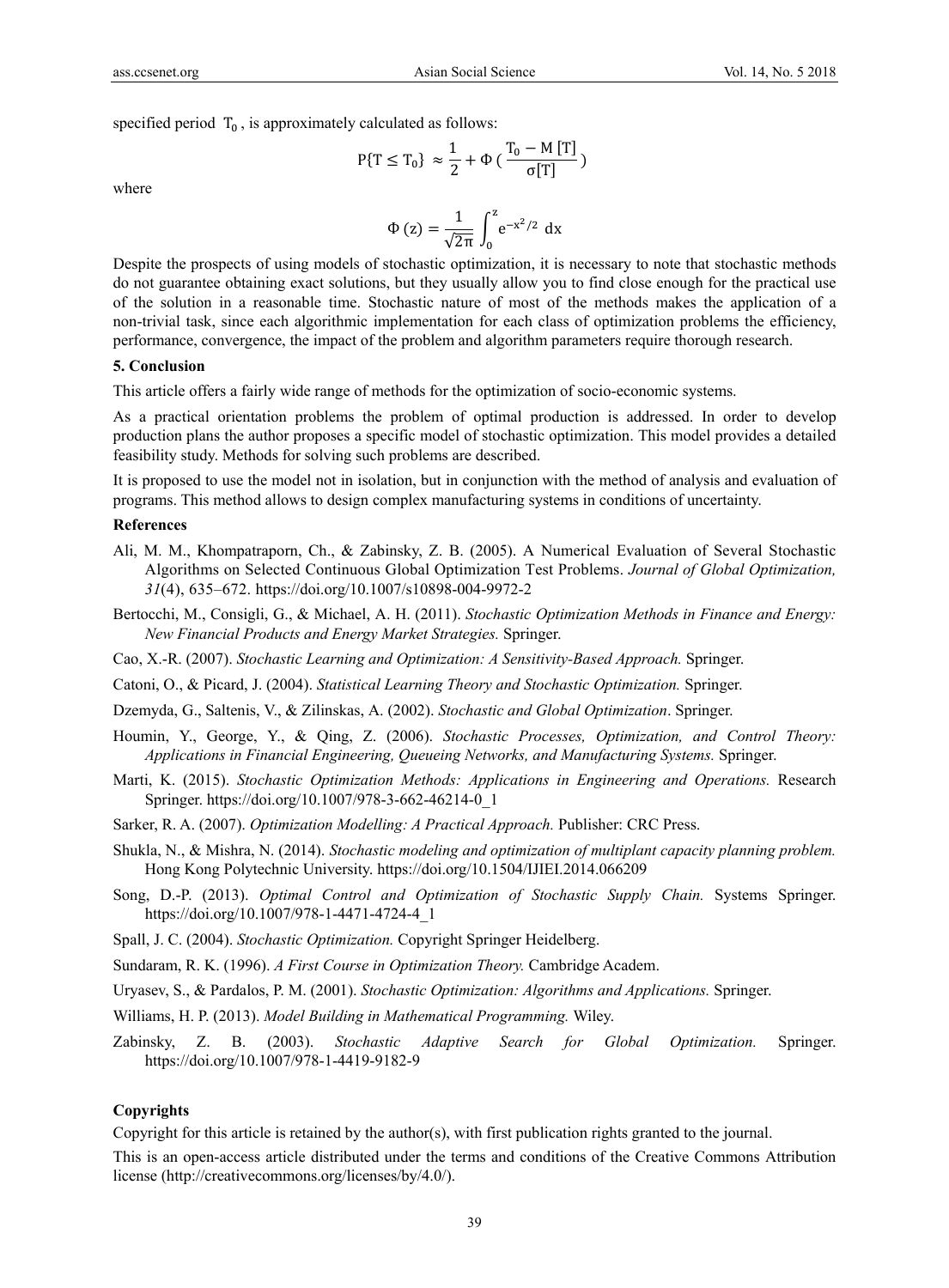specified period $T_0$, is approximately calculated as follows:

$$P\{T \leq T_0\} \approx \frac{1}{2} + \Phi\left(\frac{T_0 - M[T]}{\sigma[T]}\right)$$

where

$$\Phi(z) = \frac{1}{\sqrt{2\pi}} \int_0^z e^{-x^2/2}\, dx$$

Despite the prospects of using models of stochastic optimization, it is necessary to note that stochastic methods do not guarantee obtaining exact solutions, but they usually allow you to find close enough for the practical use of the solution in a reasonable time. Stochastic nature of most of the methods makes the application of a non-trivial task, since each algorithmic implementation for each class of optimization problems the efficiency, performance, convergence, the impact of the problem and algorithm parameters require thorough research.

## 5. Conclusion

This article offers a fairly wide range of methods for the optimization of socio-economic systems.

As a practical orientation problems the problem of optimal production is addressed. In order to develop production plans the author proposes a specific model of stochastic optimization. This model provides a detailed feasibility study. Methods for solving such problems are described.

It is proposed to use the model not in isolation, but in conjunction with the method of analysis and evaluation of programs. This method allows to design complex manufacturing systems in conditions of uncertainty.

## References

Ali, M. M., Khompatraporn, Ch., & Zabinsky, Z. B. (2005). A Numerical Evaluation of Several Stochastic Algorithms on Selected Continuous Global Optimization Test Problems. *Journal of Global Optimization, 31*(4), 635–672. https://doi.org/10.1007/s10898-004-9972-2

Bertocchi, M., Consigli, G., & Michael, A. H. (2011). *Stochastic Optimization Methods in Finance and Energy: New Financial Products and Energy Market Strategies.* Springer.

Cao, X.-R. (2007). *Stochastic Learning and Optimization: A Sensitivity-Based Approach.* Springer.

Catoni, O., & Picard, J. (2004). *Statistical Learning Theory and Stochastic Optimization.* Springer.

Dzemyda, G., Saltenis, V., & Zilinskas, A. (2002). *Stochastic and Global Optimization*. Springer.

Houmin, Y., George, Y., & Qing, Z. (2006). *Stochastic Processes, Optimization, and Control Theory: Applications in Financial Engineering, Queueing Networks, and Manufacturing Systems.* Springer.

Marti, K. (2015). *Stochastic Optimization Methods: Applications in Engineering and Operations.* Research Springer. https://doi.org/10.1007/978-3-662-46214-0_1

Sarker, R. A. (2007). *Optimization Modelling: A Practical Approach.* Publisher: CRC Press.

Shukla, N., & Mishra, N. (2014). *Stochastic modeling and optimization of multiplant capacity planning problem.* Hong Kong Polytechnic University. https://doi.org/10.1504/IJIEI.2014.066209

Song, D.-P. (2013). *Optimal Control and Optimization of Stochastic Supply Chain.* Systems Springer. https://doi.org/10.1007/978-1-4471-4724-4_1

Spall, J. C. (2004). *Stochastic Optimization.* Copyright Springer Heidelberg.

Sundaram, R. K. (1996). *A First Course in Optimization Theory.* Cambridge Academ.

Uryasev, S., & Pardalos, P. M. (2001). *Stochastic Optimization: Algorithms and Applications.* Springer.

Williams, H. P. (2013). *Model Building in Mathematical Programming.* Wiley.

Zabinsky, Z. B. (2003). *Stochastic Adaptive Search for Global Optimization.* Springer. https://doi.org/10.1007/978-1-4419-9182-9

## Copyrights

Copyright for this article is retained by the author(s), with first publication rights granted to the journal.

This is an open-access article distributed under the terms and conditions of the Creative Commons Attribution license (http://creativecommons.org/licenses/by/4.0/).